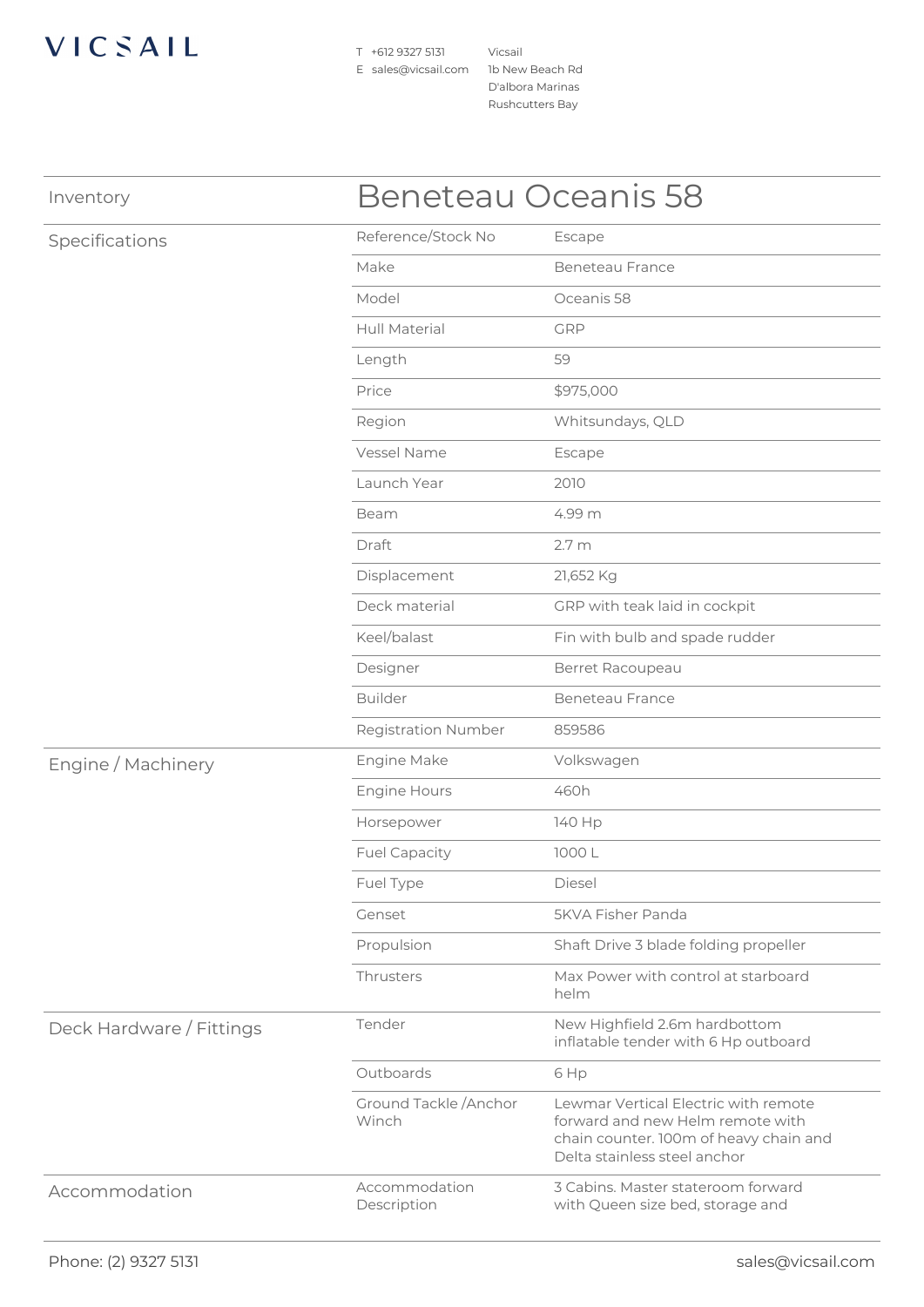VICSAIL

T +612 9327 5131
E sales@vicsail.com

Vicsail
1b New Beach Rd
D'albora Marinas
Rushcutters Bay

# Beneteau Oceanis 58

Inventory

## Specifications

| | |
|---|---|
| Reference/Stock No | Escape |
| Make | Beneteau France |
| Model | Oceanis 58 |
| Hull Material | GRP |
| Length | 59 |
| Price | $975,000 |
| Region | Whitsundays, QLD |
| Vessel Name | Escape |
| Launch Year | 2010 |
| Beam | 4.99 m |
| Draft | 2.7 m |
| Displacement | 21,652 Kg |
| Deck material | GRP with teak laid in cockpit |
| Keel/balast | Fin with bulb and spade rudder |
| Designer | Berret Racoupeau |
| Builder | Beneteau France |
| Registration Number | 859586 |

## Engine / Machinery

| | |
|---|---|
| Engine Make | Volkswagen |
| Engine Hours | 460h |
| Horsepower | 140 Hp |
| Fuel Capacity | 1000 L |
| Fuel Type | Diesel |
| Genset | 5KVA Fisher Panda |
| Propulsion | Shaft Drive 3 blade folding propeller |
| Thrusters | Max Power with control at starboard helm |

## Deck Hardware / Fittings

| | |
|---|---|
| Tender | New Highfield 2.6m hardbottom inflatable tender with 6 Hp outboard |
| Outboards | 6 Hp |
| Ground Tackle /Anchor Winch | Lewmar Vertical Electric with remote forward and new Helm remote with chain counter. 100m of heavy chain and Delta stainless steel anchor |

## Accommodation

| | |
|---|---|
| Accommodation Description | 3 Cabins. Master stateroom forward with Queen size bed, storage and |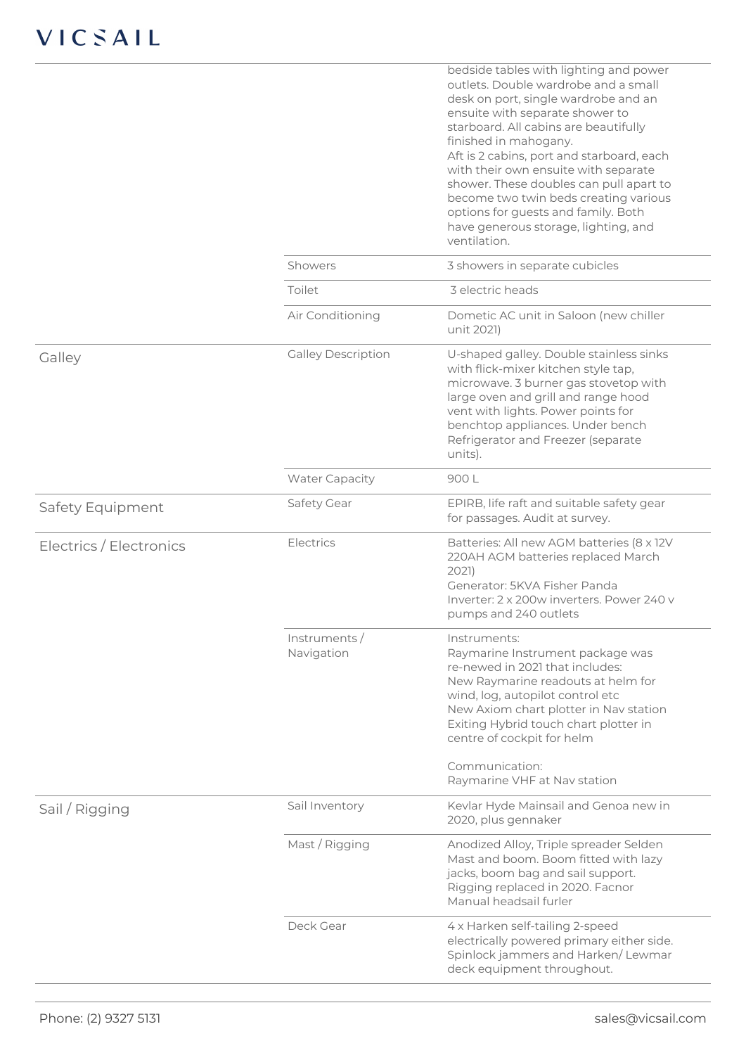| | | |
|---|---|---|
| | | bedside tables with lighting and power outlets. Double wardrobe and a small desk on port, single wardrobe and an ensuite with separate shower to starboard. All cabins are beautifully finished in mahogany.<br>Aft is 2 cabins, port and starboard, each with their own ensuite with separate shower. These doubles can pull apart to become two twin beds creating various options for guests and family. Both have generous storage, lighting, and ventilation. |
| | Showers | 3 showers in separate cubicles |
| | Toilet | 3 electric heads |
| | Air Conditioning | Dometic AC unit in Saloon (new chiller unit 2021) |
| Galley | Galley Description | U-shaped galley. Double stainless sinks with flick-mixer kitchen style tap, microwave. 3 burner gas stovetop with large oven and grill and range hood vent with lights. Power points for benchtop appliances. Under bench Refrigerator and Freezer (separate units). |
| | Water Capacity | 900 L |
| Safety Equipment | Safety Gear | EPIRB, life raft and suitable safety gear for passages. Audit at survey. |
| Electrics / Electronics | Electrics | Batteries: All new AGM batteries (8 x 12V 220AH AGM batteries replaced March 2021)<br>Generator: 5KVA Fisher Panda<br>Inverter: 2 x 200w inverters. Power 240 v pumps and 240 outlets |
| | Instruments / Navigation | Instruments:<br>Raymarine Instrument package was re-newed in 2021 that includes:<br>New Raymarine readouts at helm for wind, log, autopilot control etc<br>New Axiom chart plotter in Nav station<br>Exiting Hybrid touch chart plotter in centre of cockpit for helm<br><br>Communication:<br>Raymarine VHF at Nav station |
| Sail / Rigging | Sail Inventory | Kevlar Hyde Mainsail and Genoa new in 2020, plus gennaker |
| | Mast / Rigging | Anodized Alloy, Triple spreader Selden Mast and boom. Boom fitted with lazy jacks, boom bag and sail support. Rigging replaced in 2020. Facnor Manual headsail furler |
| | Deck Gear | 4 x Harken self-tailing 2-speed electrically powered primary either side. Spinlock jammers and Harken/ Lewmar deck equipment throughout. |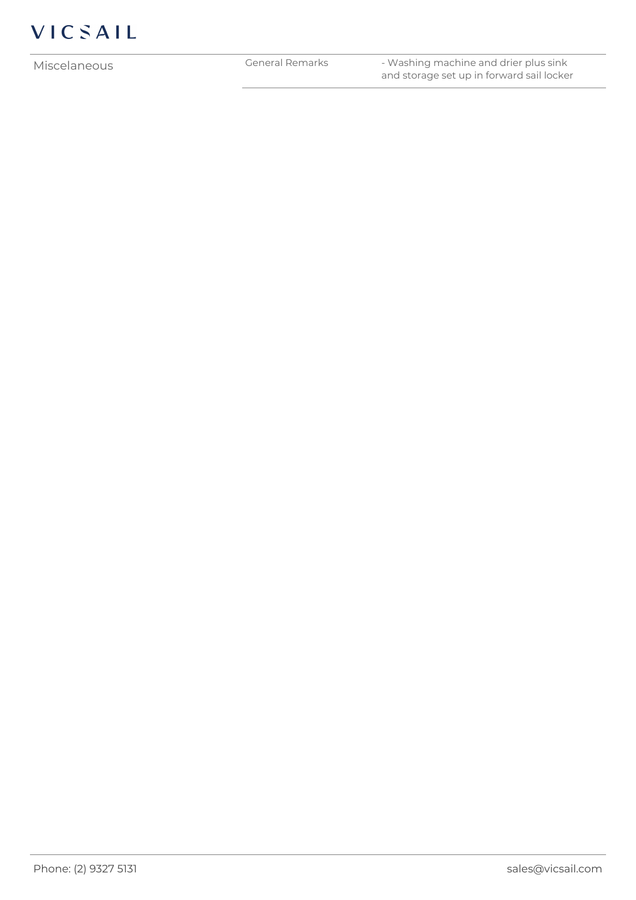| | | |
|---|---|---|
| Miscelaneous | General Remarks | - Washing machine and drier plus sink and storage set up in forward sail locker |